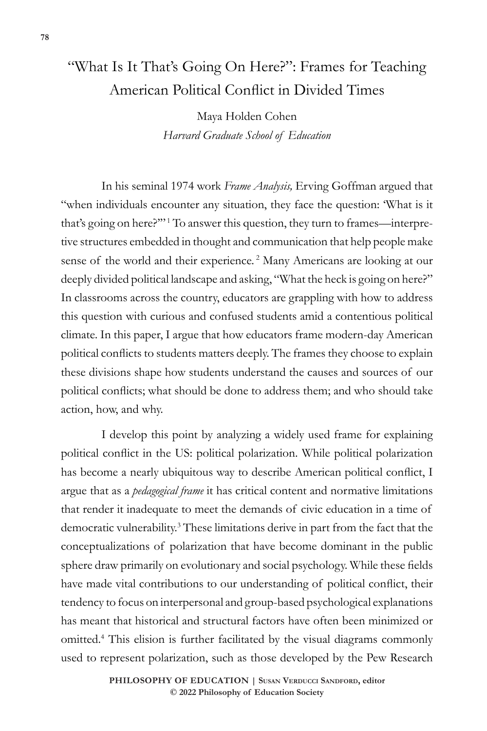# "What Is It That's Going On Here?": Frames for Teaching American Political Conflict in Divided Times

Maya Holden Cohen
*Harvard Graduate School of Education*

In his seminal 1974 work *Frame Analysis,* Erving Goffman argued that "when individuals encounter any situation, they face the question: 'What is it that's going on here?'"[1] To answer this question, they turn to frames—interpretive structures embedded in thought and communication that help people make sense of the world and their experience.[2] Many Americans are looking at our deeply divided political landscape and asking, "What the heck is going on here?" In classrooms across the country, educators are grappling with how to address this question with curious and confused students amid a contentious political climate. In this paper, I argue that how educators frame modern-day American political conflicts to students matters deeply. The frames they choose to explain these divisions shape how students understand the causes and sources of our political conflicts; what should be done to address them; and who should take action, how, and why.

I develop this point by analyzing a widely used frame for explaining political conflict in the US: political polarization. While political polarization has become a nearly ubiquitous way to describe American political conflict, I argue that as a *pedagogical frame* it has critical content and normative limitations that render it inadequate to meet the demands of civic education in a time of democratic vulnerability.[3] These limitations derive in part from the fact that the conceptualizations of polarization that have become dominant in the public sphere draw primarily on evolutionary and social psychology. While these fields have made vital contributions to our understanding of political conflict, their tendency to focus on interpersonal and group-based psychological explanations has meant that historical and structural factors have often been minimized or omitted.[4] This elision is further facilitated by the visual diagrams commonly used to represent polarization, such as those developed by the Pew Research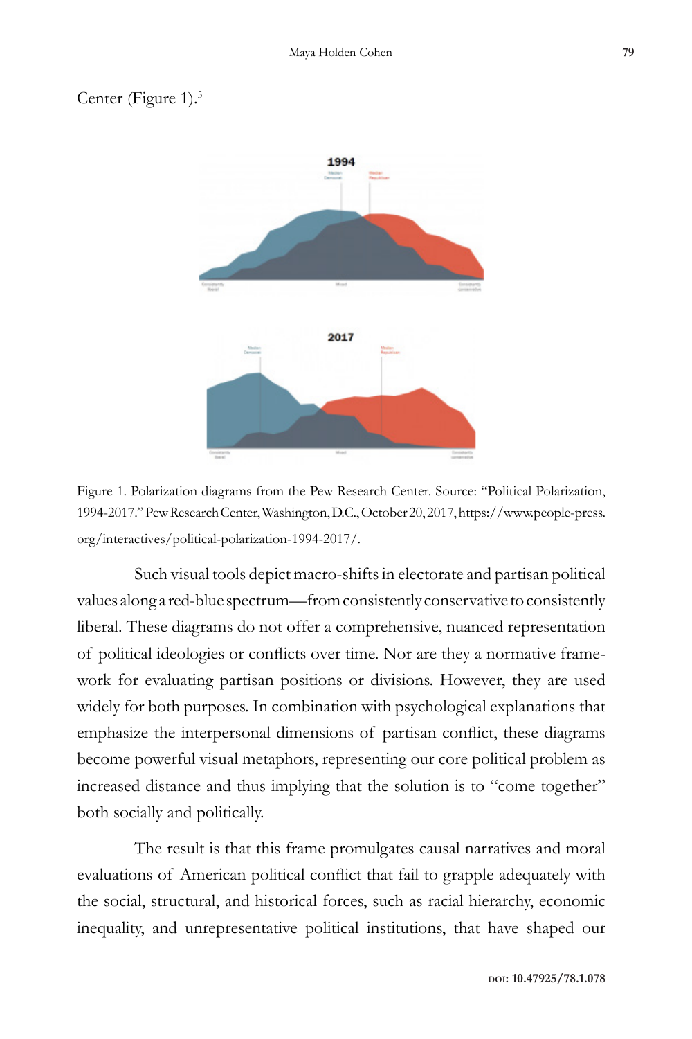Center (Figure 1).[5]

Figure 1. Polarization diagrams from the Pew Research Center. Source: "Political Polarization, 1994-2017." Pew Research Center, Washington, D.C., October 20, 2017, https://www.people-press.org/interactives/political-polarization-1994-2017/.

Such visual tools depict macro-shifts in electorate and partisan political values along a red-blue spectrum—from consistently conservative to consistently liberal. These diagrams do not offer a comprehensive, nuanced representation of political ideologies or conflicts over time. Nor are they a normative framework for evaluating partisan positions or divisions. However, they are used widely for both purposes. In combination with psychological explanations that emphasize the interpersonal dimensions of partisan conflict, these diagrams become powerful visual metaphors, representing our core political problem as increased distance and thus implying that the solution is to "come together" both socially and politically.

The result is that this frame promulgates causal narratives and moral evaluations of American political conflict that fail to grapple adequately with the social, structural, and historical forces, such as racial hierarchy, economic inequality, and unrepresentative political institutions, that have shaped our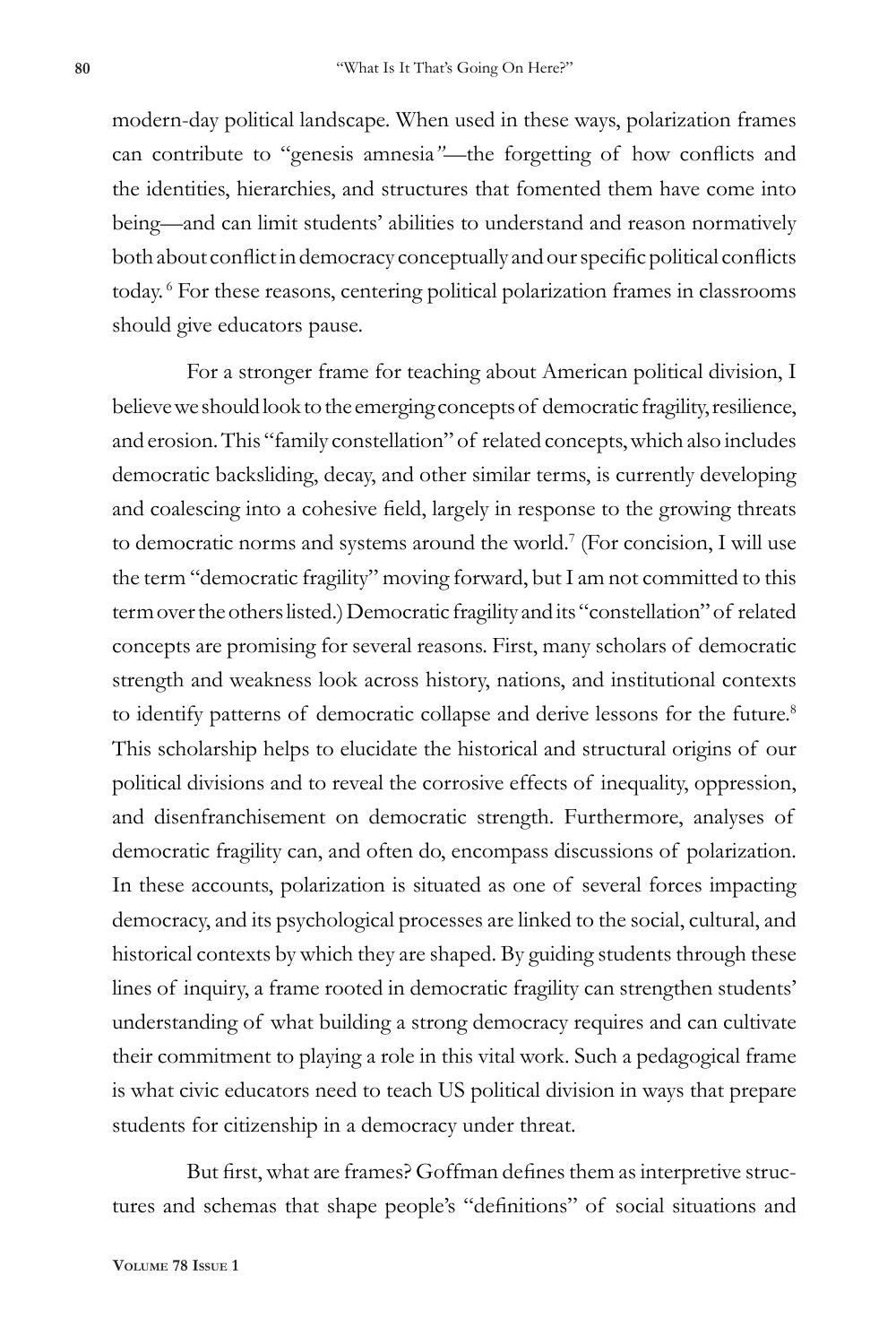modern-day political landscape. When used in these ways, polarization frames can contribute to "genesis amnesia"—the forgetting of how conflicts and the identities, hierarchies, and structures that fomented them have come into being—and can limit students' abilities to understand and reason normatively both about conflict in democracy conceptually and our specific political conflicts today.[6] For these reasons, centering political polarization frames in classrooms should give educators pause.

For a stronger frame for teaching about American political division, I believe we should look to the emerging concepts of democratic fragility, resilience, and erosion. This "family constellation" of related concepts, which also includes democratic backsliding, decay, and other similar terms, is currently developing and coalescing into a cohesive field, largely in response to the growing threats to democratic norms and systems around the world.[7] (For concision, I will use the term "democratic fragility" moving forward, but I am not committed to this term over the others listed.) Democratic fragility and its "constellation" of related concepts are promising for several reasons. First, many scholars of democratic strength and weakness look across history, nations, and institutional contexts to identify patterns of democratic collapse and derive lessons for the future.[8] This scholarship helps to elucidate the historical and structural origins of our political divisions and to reveal the corrosive effects of inequality, oppression, and disenfranchisement on democratic strength. Furthermore, analyses of democratic fragility can, and often do, encompass discussions of polarization. In these accounts, polarization is situated as one of several forces impacting democracy, and its psychological processes are linked to the social, cultural, and historical contexts by which they are shaped. By guiding students through these lines of inquiry, a frame rooted in democratic fragility can strengthen students' understanding of what building a strong democracy requires and can cultivate their commitment to playing a role in this vital work. Such a pedagogical frame is what civic educators need to teach US political division in ways that prepare students for citizenship in a democracy under threat.

But first, what are frames? Goffman defines them as interpretive structures and schemas that shape people's "definitions" of social situations and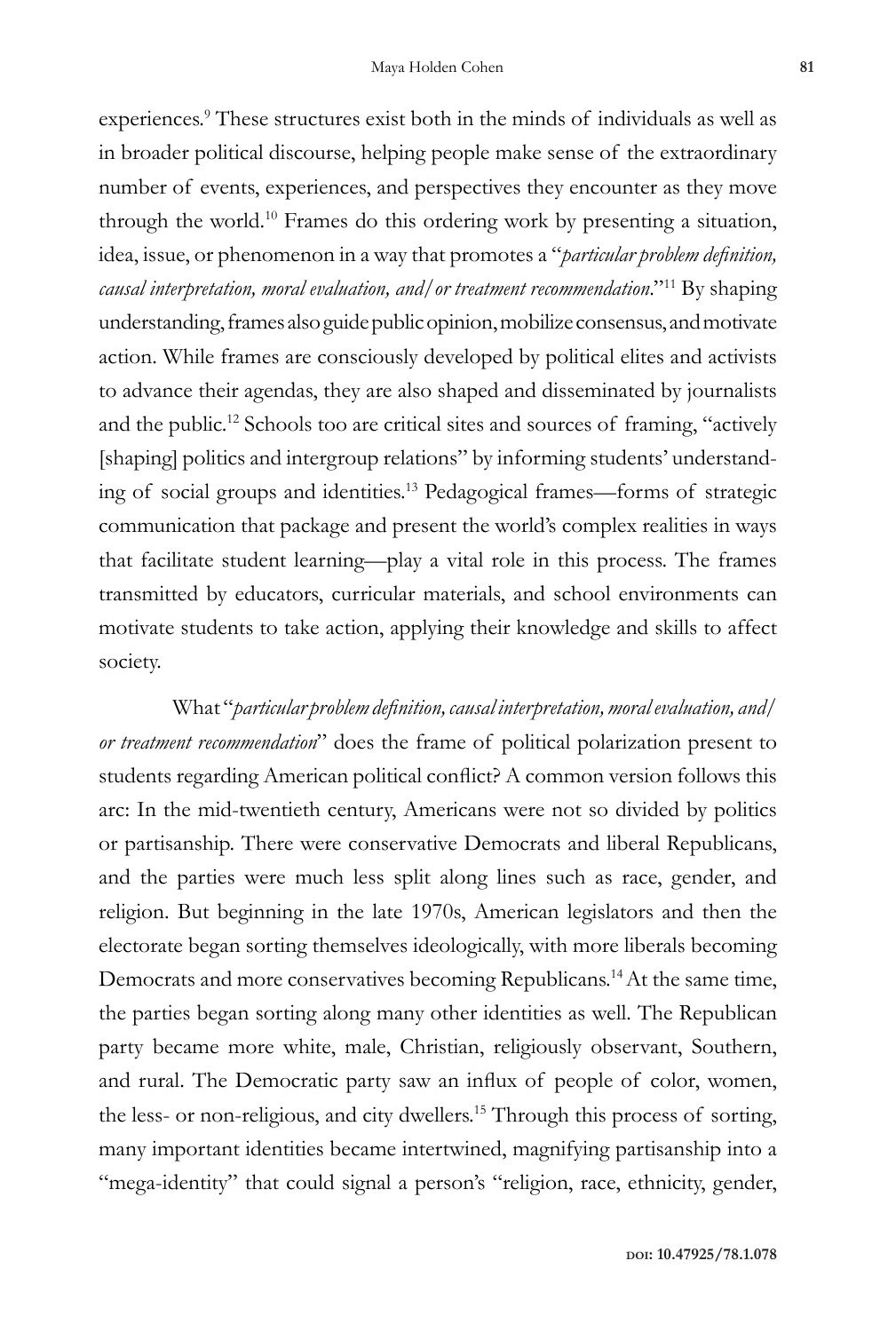experiences.[9] These structures exist both in the minds of individuals as well as in broader political discourse, helping people make sense of the extraordinary number of events, experiences, and perspectives they encounter as they move through the world.[10] Frames do this ordering work by presenting a situation, idea, issue, or phenomenon in a way that promotes a "*particular problem definition, causal interpretation, moral evaluation, and/or treatment recommendation*."[11] By shaping understanding, frames also guide public opinion, mobilize consensus, and motivate action. While frames are consciously developed by political elites and activists to advance their agendas, they are also shaped and disseminated by journalists and the public.[12] Schools too are critical sites and sources of framing, "actively [shaping] politics and intergroup relations" by informing students' understanding of social groups and identities.[13] Pedagogical frames—forms of strategic communication that package and present the world's complex realities in ways that facilitate student learning—play a vital role in this process. The frames transmitted by educators, curricular materials, and school environments can motivate students to take action, applying their knowledge and skills to affect society.

What "*particular problem definition, causal interpretation, moral evaluation, and/or treatment recommendation*" does the frame of political polarization present to students regarding American political conflict? A common version follows this arc: In the mid-twentieth century, Americans were not so divided by politics or partisanship. There were conservative Democrats and liberal Republicans, and the parties were much less split along lines such as race, gender, and religion. But beginning in the late 1970s, American legislators and then the electorate began sorting themselves ideologically, with more liberals becoming Democrats and more conservatives becoming Republicans.[14] At the same time, the parties began sorting along many other identities as well. The Republican party became more white, male, Christian, religiously observant, Southern, and rural. The Democratic party saw an influx of people of color, women, the less- or non-religious, and city dwellers.[15] Through this process of sorting, many important identities became intertwined, magnifying partisanship into a "mega-identity" that could signal a person's "religion, race, ethnicity, gender,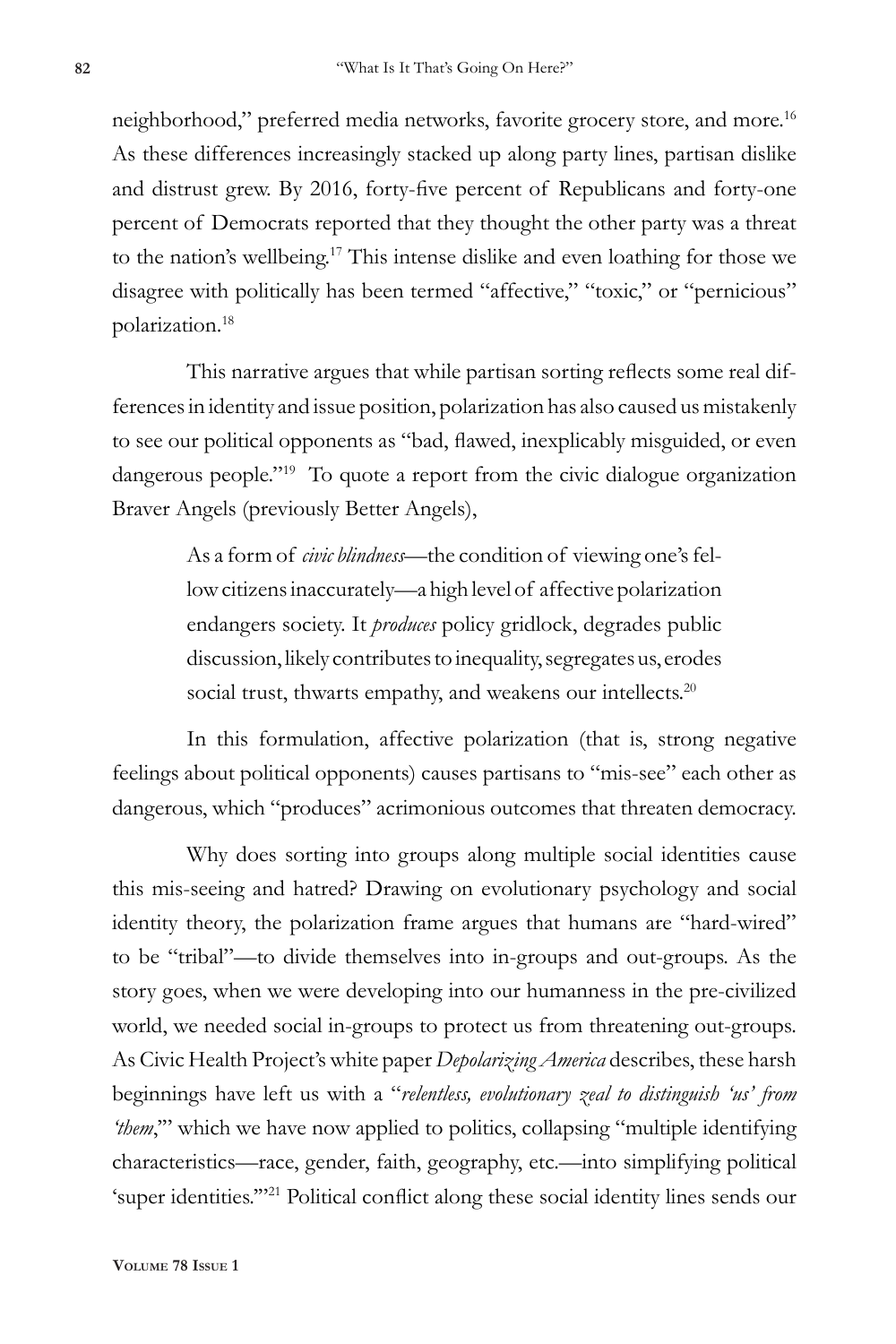neighborhood," preferred media networks, favorite grocery store, and more.[16] As these differences increasingly stacked up along party lines, partisan dislike and distrust grew. By 2016, forty-five percent of Republicans and forty-one percent of Democrats reported that they thought the other party was a threat to the nation's wellbeing.[17] This intense dislike and even loathing for those we disagree with politically has been termed "affective," "toxic," or "pernicious" polarization.[18]

This narrative argues that while partisan sorting reflects some real differences in identity and issue position, polarization has also caused us mistakenly to see our political opponents as "bad, flawed, inexplicably misguided, or even dangerous people."[19] To quote a report from the civic dialogue organization Braver Angels (previously Better Angels),

> As a form of *civic blindness*—the condition of viewing one's fellow citizens inaccurately—a high level of affective polarization endangers society. It *produces* policy gridlock, degrades public discussion, likely contributes to inequality, segregates us, erodes social trust, thwarts empathy, and weakens our intellects.[20]

In this formulation, affective polarization (that is, strong negative feelings about political opponents) causes partisans to "mis-see" each other as dangerous, which "produces" acrimonious outcomes that threaten democracy.

Why does sorting into groups along multiple social identities cause this mis-seeing and hatred? Drawing on evolutionary psychology and social identity theory, the polarization frame argues that humans are "hard-wired" to be "tribal"—to divide themselves into in-groups and out-groups. As the story goes, when we were developing into our humanness in the pre-civilized world, we needed social in-groups to protect us from threatening out-groups. As Civic Health Project's white paper *Depolarizing America* describes, these harsh beginnings have left us with a "*relentless, evolutionary zeal to distinguish 'us' from 'them*,'" which we have now applied to politics, collapsing "multiple identifying characteristics—race, gender, faith, geography, etc.—into simplifying political 'super identities.'"[21] Political conflict along these social identity lines sends our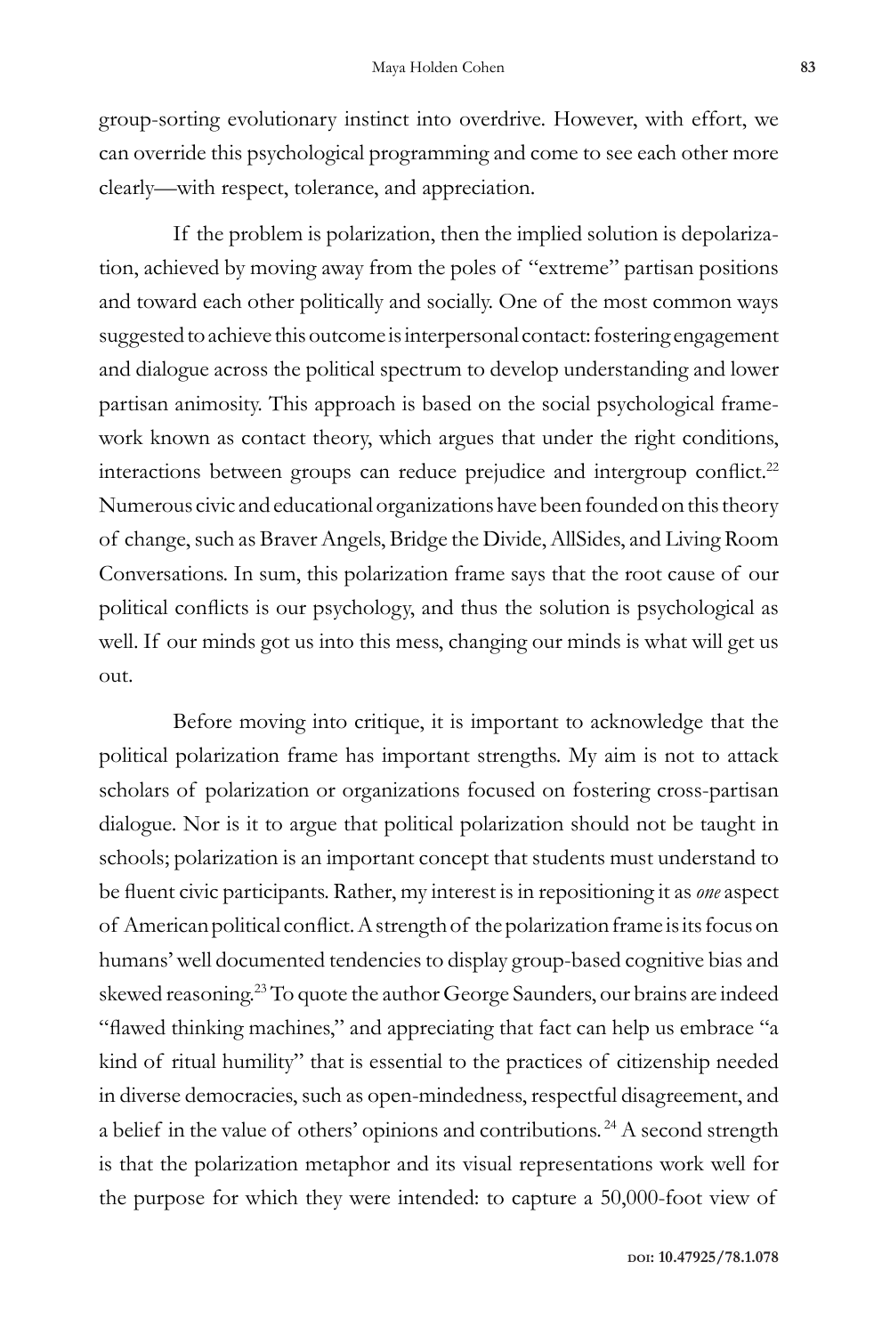group-sorting evolutionary instinct into overdrive. However, with effort, we can override this psychological programming and come to see each other more clearly—with respect, tolerance, and appreciation.

If the problem is polarization, then the implied solution is depolarization, achieved by moving away from the poles of "extreme" partisan positions and toward each other politically and socially. One of the most common ways suggested to achieve this outcome is interpersonal contact: fostering engagement and dialogue across the political spectrum to develop understanding and lower partisan animosity. This approach is based on the social psychological framework known as contact theory, which argues that under the right conditions, interactions between groups can reduce prejudice and intergroup conflict.[22] Numerous civic and educational organizations have been founded on this theory of change, such as Braver Angels, Bridge the Divide, AllSides, and Living Room Conversations. In sum, this polarization frame says that the root cause of our political conflicts is our psychology, and thus the solution is psychological as well. If our minds got us into this mess, changing our minds is what will get us out.

Before moving into critique, it is important to acknowledge that the political polarization frame has important strengths. My aim is not to attack scholars of polarization or organizations focused on fostering cross-partisan dialogue. Nor is it to argue that political polarization should not be taught in schools; polarization is an important concept that students must understand to be fluent civic participants. Rather, my interest is in repositioning it as *one* aspect of American political conflict. A strength of the polarization frame is its focus on humans' well documented tendencies to display group-based cognitive bias and skewed reasoning.[23] To quote the author George Saunders, our brains are indeed "flawed thinking machines," and appreciating that fact can help us embrace "a kind of ritual humility" that is essential to the practices of citizenship needed in diverse democracies, such as open-mindedness, respectful disagreement, and a belief in the value of others' opinions and contributions.[24] A second strength is that the polarization metaphor and its visual representations work well for the purpose for which they were intended: to capture a 50,000-foot view of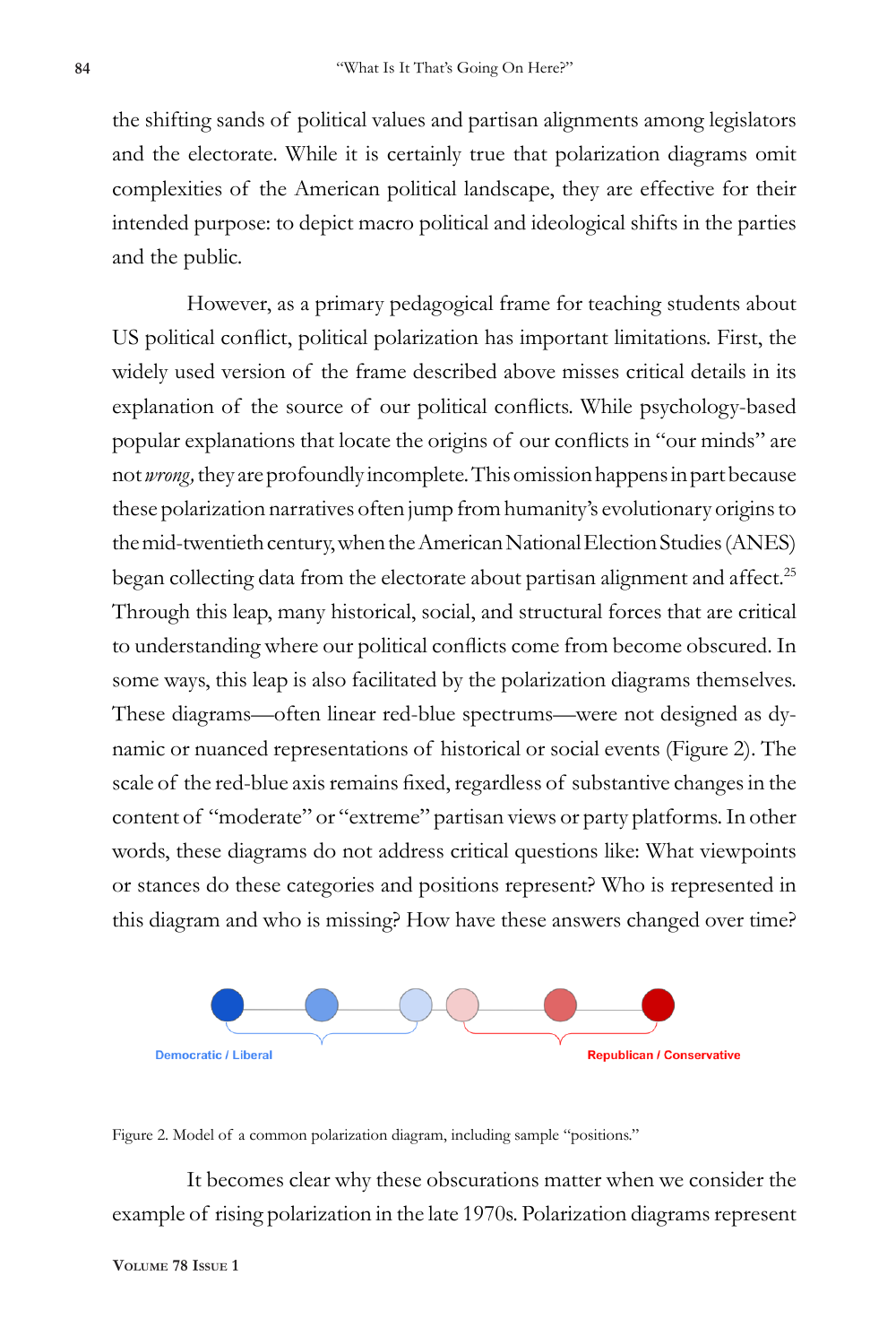the shifting sands of political values and partisan alignments among legislators and the electorate. While it is certainly true that polarization diagrams omit complexities of the American political landscape, they are effective for their intended purpose: to depict macro political and ideological shifts in the parties and the public.

However, as a primary pedagogical frame for teaching students about US political conflict, political polarization has important limitations. First, the widely used version of the frame described above misses critical details in its explanation of the source of our political conflicts. While psychology-based popular explanations that locate the origins of our conflicts in "our minds" are not *wrong,* they are profoundly incomplete. This omission happens in part because these polarization narratives often jump from humanity's evolutionary origins to the mid-twentieth century, when the American National Election Studies (ANES) began collecting data from the electorate about partisan alignment and affect.[25] Through this leap, many historical, social, and structural forces that are critical to understanding where our political conflicts come from become obscured. In some ways, this leap is also facilitated by the polarization diagrams themselves. These diagrams—often linear red-blue spectrums—were not designed as dynamic or nuanced representations of historical or social events (Figure 2). The scale of the red-blue axis remains fixed, regardless of substantive changes in the content of "moderate" or "extreme" partisan views or party platforms. In other words, these diagrams do not address critical questions like: What viewpoints or stances do these categories and positions represent? Who is represented in this diagram and who is missing? How have these answers changed over time?

Democratic / Liberal

Republican / Conservative

Figure 2. Model of a common polarization diagram, including sample "positions."

It becomes clear why these obscurations matter when we consider the example of rising polarization in the late 1970s. Polarization diagrams represent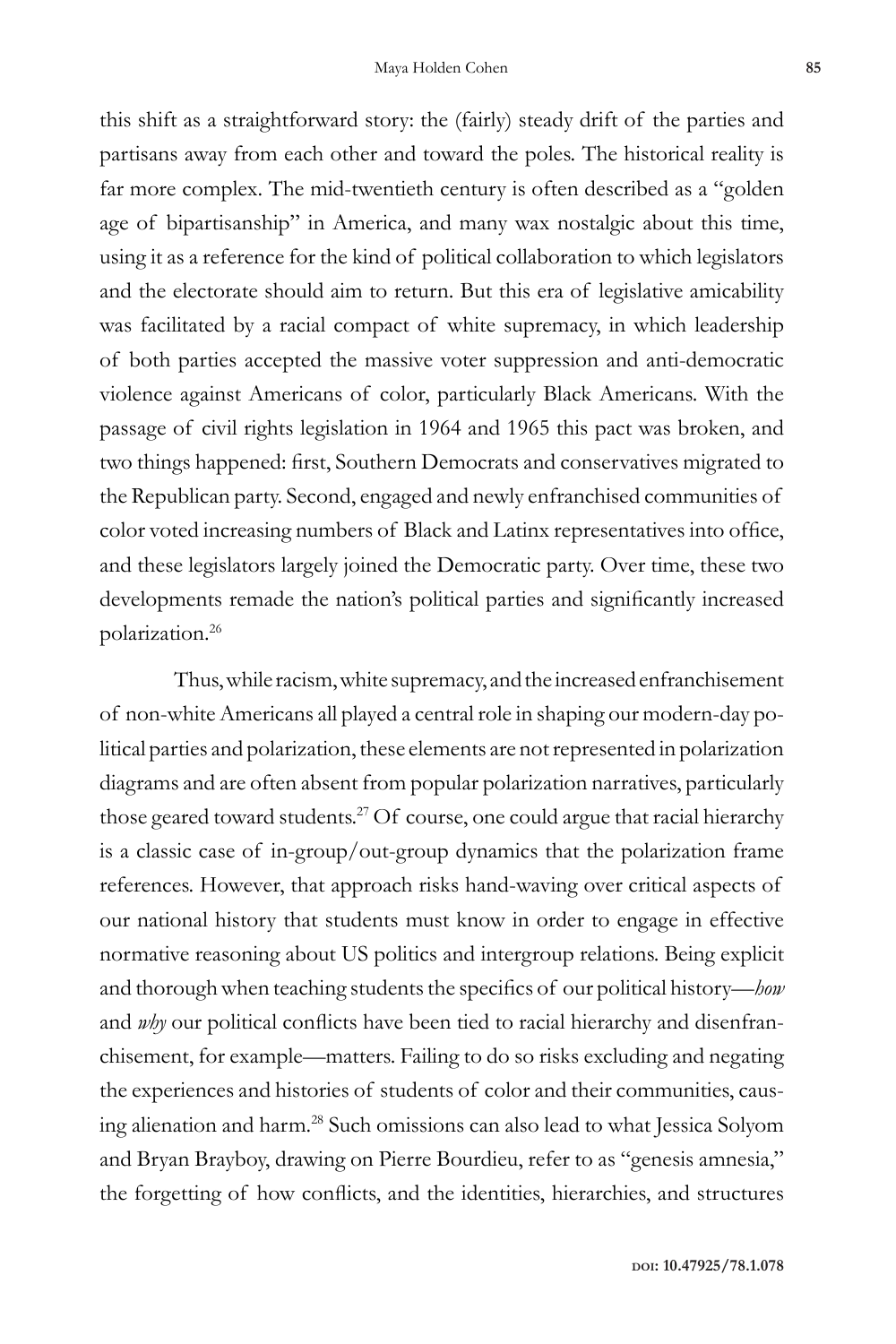this shift as a straightforward story: the (fairly) steady drift of the parties and partisans away from each other and toward the poles. The historical reality is far more complex. The mid-twentieth century is often described as a "golden age of bipartisanship" in America, and many wax nostalgic about this time, using it as a reference for the kind of political collaboration to which legislators and the electorate should aim to return. But this era of legislative amicability was facilitated by a racial compact of white supremacy, in which leadership of both parties accepted the massive voter suppression and anti-democratic violence against Americans of color, particularly Black Americans. With the passage of civil rights legislation in 1964 and 1965 this pact was broken, and two things happened: first, Southern Democrats and conservatives migrated to the Republican party. Second, engaged and newly enfranchised communities of color voted increasing numbers of Black and Latinx representatives into office, and these legislators largely joined the Democratic party. Over time, these two developments remade the nation's political parties and significantly increased polarization.[26]

Thus, while racism, white supremacy, and the increased enfranchisement of non-white Americans all played a central role in shaping our modern-day political parties and polarization, these elements are not represented in polarization diagrams and are often absent from popular polarization narratives, particularly those geared toward students.[27] Of course, one could argue that racial hierarchy is a classic case of in-group/out-group dynamics that the polarization frame references. However, that approach risks hand-waving over critical aspects of our national history that students must know in order to engage in effective normative reasoning about US politics and intergroup relations. Being explicit and thorough when teaching students the specifics of our political history—*how* and *why* our political conflicts have been tied to racial hierarchy and disenfranchisement, for example—matters. Failing to do so risks excluding and negating the experiences and histories of students of color and their communities, causing alienation and harm.[28] Such omissions can also lead to what Jessica Solyom and Bryan Brayboy, drawing on Pierre Bourdieu, refer to as "genesis amnesia," the forgetting of how conflicts, and the identities, hierarchies, and structures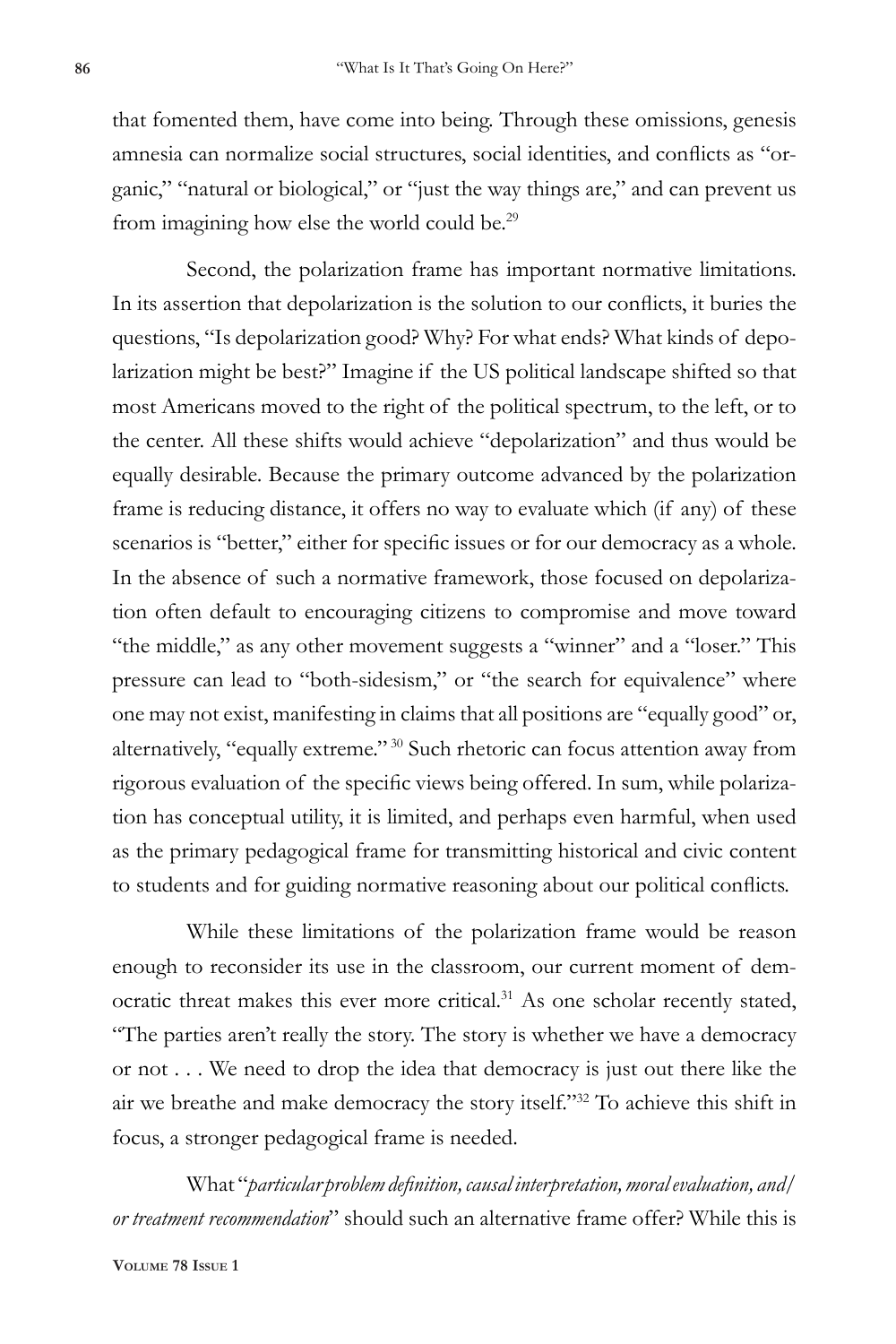that fomented them, have come into being. Through these omissions, genesis amnesia can normalize social structures, social identities, and conflicts as "organic," "natural or biological," or "just the way things are," and can prevent us from imagining how else the world could be.[29]

Second, the polarization frame has important normative limitations. In its assertion that depolarization is the solution to our conflicts, it buries the questions, "Is depolarization good? Why? For what ends? What kinds of depolarization might be best?" Imagine if the US political landscape shifted so that most Americans moved to the right of the political spectrum, to the left, or to the center. All these shifts would achieve "depolarization" and thus would be equally desirable. Because the primary outcome advanced by the polarization frame is reducing distance, it offers no way to evaluate which (if any) of these scenarios is "better," either for specific issues or for our democracy as a whole. In the absence of such a normative framework, those focused on depolarization often default to encouraging citizens to compromise and move toward "the middle," as any other movement suggests a "winner" and a "loser." This pressure can lead to "both-sidesism," or "the search for equivalence" where one may not exist, manifesting in claims that all positions are "equally good" or, alternatively, "equally extreme."[30] Such rhetoric can focus attention away from rigorous evaluation of the specific views being offered. In sum, while polarization has conceptual utility, it is limited, and perhaps even harmful, when used as the primary pedagogical frame for transmitting historical and civic content to students and for guiding normative reasoning about our political conflicts.

While these limitations of the polarization frame would be reason enough to reconsider its use in the classroom, our current moment of democratic threat makes this ever more critical.[31] As one scholar recently stated, "The parties aren't really the story. The story is whether we have a democracy or not . . . We need to drop the idea that democracy is just out there like the air we breathe and make democracy the story itself."[32] To achieve this shift in focus, a stronger pedagogical frame is needed.

What "*particular problem definition, causal interpretation, moral evaluation, and/or treatment recommendation*" should such an alternative frame offer? While this is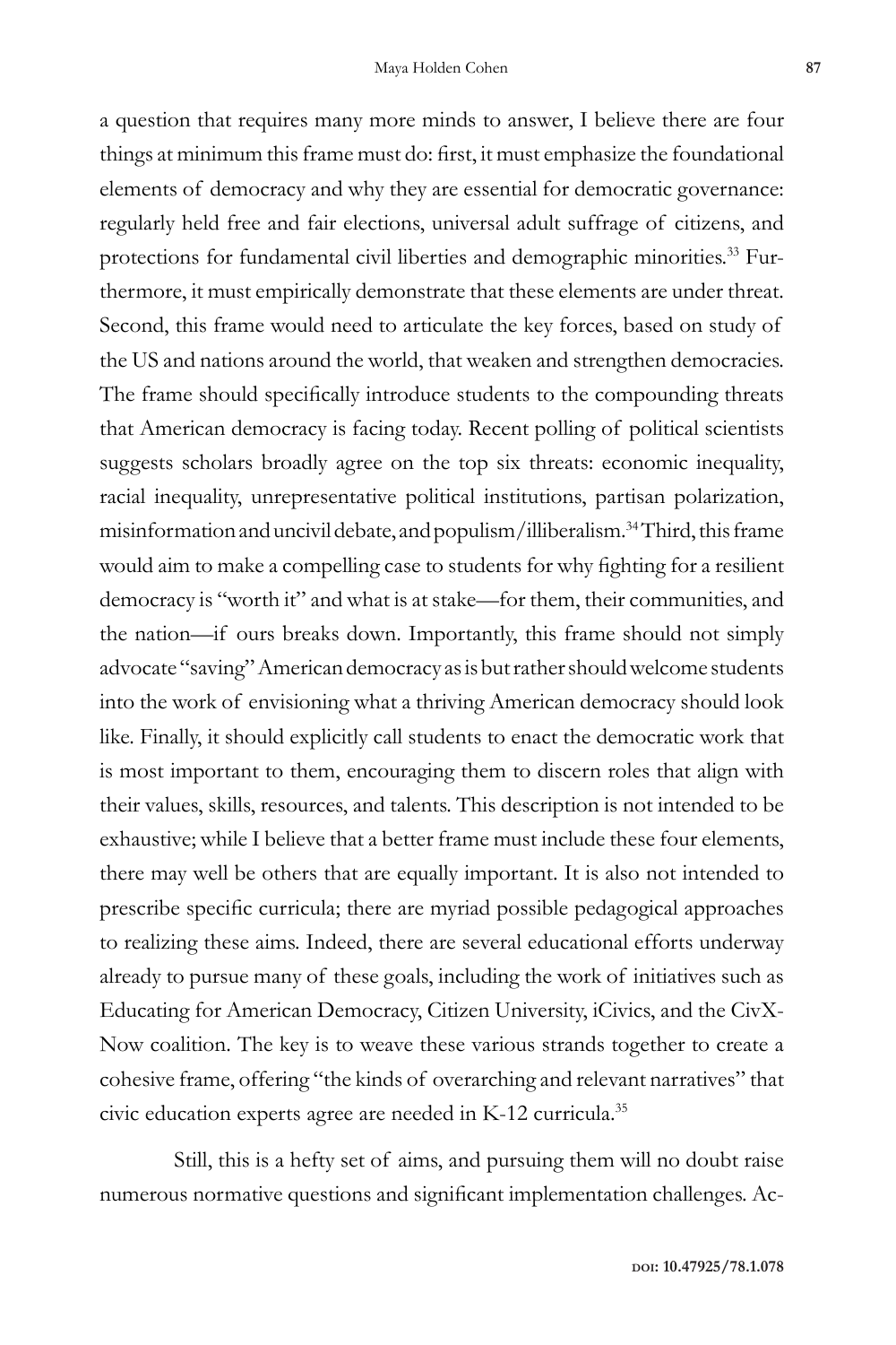a question that requires many more minds to answer, I believe there are four things at minimum this frame must do: first, it must emphasize the foundational elements of democracy and why they are essential for democratic governance: regularly held free and fair elections, universal adult suffrage of citizens, and protections for fundamental civil liberties and demographic minorities.[33] Furthermore, it must empirically demonstrate that these elements are under threat. Second, this frame would need to articulate the key forces, based on study of the US and nations around the world, that weaken and strengthen democracies. The frame should specifically introduce students to the compounding threats that American democracy is facing today. Recent polling of political scientists suggests scholars broadly agree on the top six threats: economic inequality, racial inequality, unrepresentative political institutions, partisan polarization, misinformation and uncivil debate, and populism/illiberalism.[34] Third, this frame would aim to make a compelling case to students for why fighting for a resilient democracy is "worth it" and what is at stake—for them, their communities, and the nation—if ours breaks down. Importantly, this frame should not simply advocate "saving" American democracy as is but rather should welcome students into the work of envisioning what a thriving American democracy should look like. Finally, it should explicitly call students to enact the democratic work that is most important to them, encouraging them to discern roles that align with their values, skills, resources, and talents. This description is not intended to be exhaustive; while I believe that a better frame must include these four elements, there may well be others that are equally important. It is also not intended to prescribe specific curricula; there are myriad possible pedagogical approaches to realizing these aims. Indeed, there are several educational efforts underway already to pursue many of these goals, including the work of initiatives such as Educating for American Democracy, Citizen University, iCivics, and the CivX-Now coalition. The key is to weave these various strands together to create a cohesive frame, offering "the kinds of overarching and relevant narratives" that civic education experts agree are needed in K-12 curricula.[35]

Still, this is a hefty set of aims, and pursuing them will no doubt raise numerous normative questions and significant implementation challenges. Ac-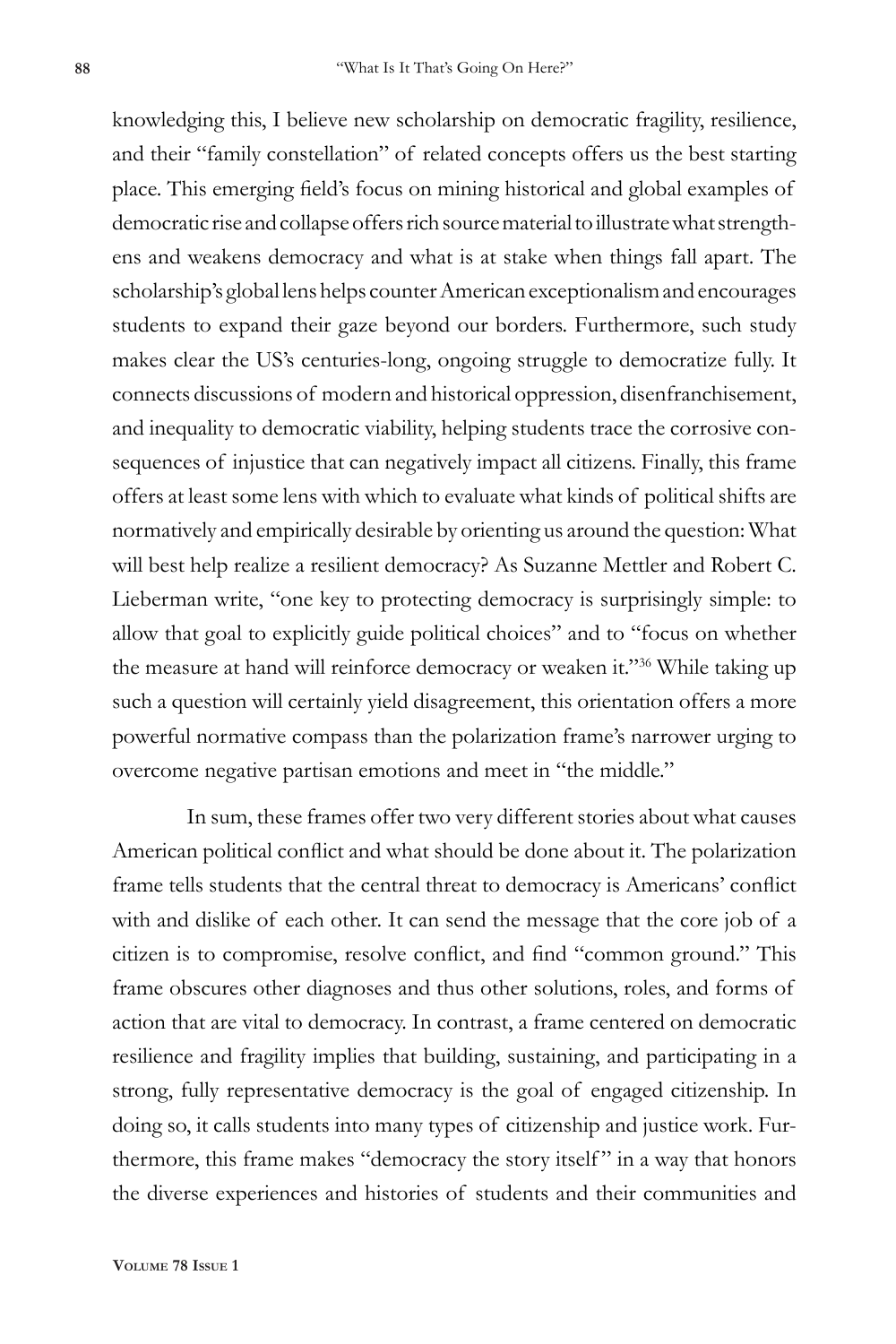knowledging this, I believe new scholarship on democratic fragility, resilience, and their "family constellation" of related concepts offers us the best starting place. This emerging field's focus on mining historical and global examples of democratic rise and collapse offers rich source material to illustrate what strengthens and weakens democracy and what is at stake when things fall apart. The scholarship's global lens helps counter American exceptionalism and encourages students to expand their gaze beyond our borders. Furthermore, such study makes clear the US's centuries-long, ongoing struggle to democratize fully. It connects discussions of modern and historical oppression, disenfranchisement, and inequality to democratic viability, helping students trace the corrosive consequences of injustice that can negatively impact all citizens. Finally, this frame offers at least some lens with which to evaluate what kinds of political shifts are normatively and empirically desirable by orienting us around the question: What will best help realize a resilient democracy? As Suzanne Mettler and Robert C. Lieberman write, "one key to protecting democracy is surprisingly simple: to allow that goal to explicitly guide political choices" and to "focus on whether the measure at hand will reinforce democracy or weaken it."[36] While taking up such a question will certainly yield disagreement, this orientation offers a more powerful normative compass than the polarization frame's narrower urging to overcome negative partisan emotions and meet in "the middle."

In sum, these frames offer two very different stories about what causes American political conflict and what should be done about it. The polarization frame tells students that the central threat to democracy is Americans' conflict with and dislike of each other. It can send the message that the core job of a citizen is to compromise, resolve conflict, and find "common ground." This frame obscures other diagnoses and thus other solutions, roles, and forms of action that are vital to democracy. In contrast, a frame centered on democratic resilience and fragility implies that building, sustaining, and participating in a strong, fully representative democracy is the goal of engaged citizenship. In doing so, it calls students into many types of citizenship and justice work. Furthermore, this frame makes "democracy the story itself" in a way that honors the diverse experiences and histories of students and their communities and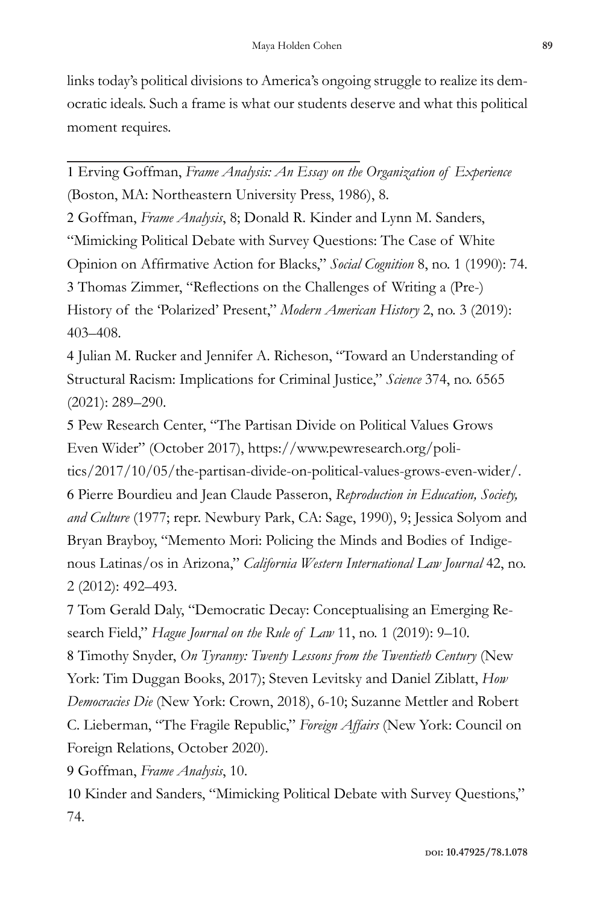links today's political divisions to America's ongoing struggle to realize its democratic ideals. Such a frame is what our students deserve and what this political moment requires.

---

1 Erving Goffman, *Frame Analysis: An Essay on the Organization of Experience* (Boston, MA: Northeastern University Press, 1986), 8.

2 Goffman, *Frame Analysis*, 8; Donald R. Kinder and Lynn M. Sanders, "Mimicking Political Debate with Survey Questions: The Case of White Opinion on Affirmative Action for Blacks," *Social Cognition* 8, no. 1 (1990): 74.

3 Thomas Zimmer, "Reflections on the Challenges of Writing a (Pre-) History of the 'Polarized' Present," *Modern American History* 2, no. 3 (2019): 403–408.

4 Julian M. Rucker and Jennifer A. Richeson, "Toward an Understanding of Structural Racism: Implications for Criminal Justice," *Science* 374, no. 6565 (2021): 289–290.

5 Pew Research Center, "The Partisan Divide on Political Values Grows Even Wider" (October 2017), https://www.pewresearch.org/politics/2017/10/05/the-partisan-divide-on-political-values-grows-even-wider/.

6 Pierre Bourdieu and Jean Claude Passeron, *Reproduction in Education, Society, and Culture* (1977; repr. Newbury Park, CA: Sage, 1990), 9; Jessica Solyom and Bryan Brayboy, "Memento Mori: Policing the Minds and Bodies of Indigenous Latinas/os in Arizona," *California Western International Law Journal* 42, no. 2 (2012): 492–493.

7 Tom Gerald Daly, "Democratic Decay: Conceptualising an Emerging Research Field," *Hague Journal on the Rule of Law* 11, no. 1 (2019): 9–10.

8 Timothy Snyder, *On Tyranny: Twenty Lessons from the Twentieth Century* (New York: Tim Duggan Books, 2017); Steven Levitsky and Daniel Ziblatt, *How Democracies Die* (New York: Crown, 2018), 6-10; Suzanne Mettler and Robert C. Lieberman, "The Fragile Republic," *Foreign Affairs* (New York: Council on Foreign Relations, October 2020).

9 Goffman, *Frame Analysis*, 10.

10 Kinder and Sanders, "Mimicking Political Debate with Survey Questions," 74.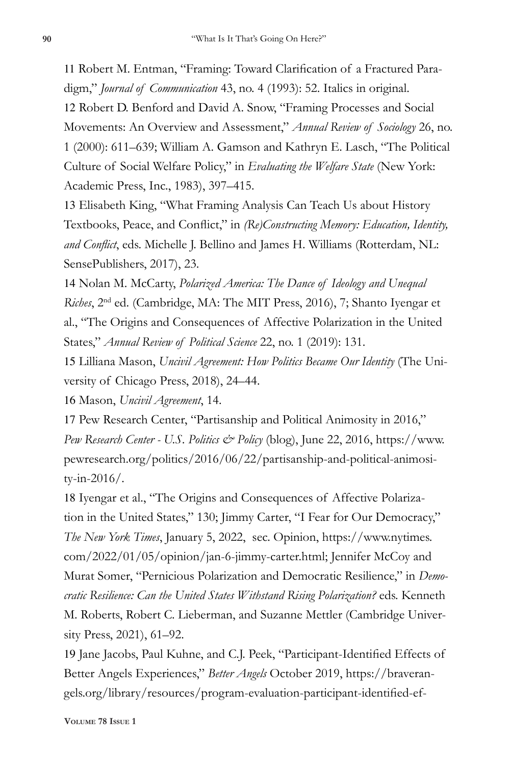11 Robert M. Entman, "Framing: Toward Clarification of a Fractured Paradigm," *Journal of Communication* 43, no. 4 (1993): 52. Italics in original.

12 Robert D. Benford and David A. Snow, "Framing Processes and Social Movements: An Overview and Assessment," *Annual Review of Sociology* 26, no. 1 (2000): 611–639; William A. Gamson and Kathryn E. Lasch, "The Political Culture of Social Welfare Policy," in *Evaluating the Welfare State* (New York: Academic Press, Inc., 1983), 397–415.

13 Elisabeth King, "What Framing Analysis Can Teach Us about History Textbooks, Peace, and Conflict," in *(Re)Constructing Memory: Education, Identity, and Conflict*, eds. Michelle J. Bellino and James H. Williams (Rotterdam, NL: SensePublishers, 2017), 23.

14 Nolan M. McCarty, *Polarized America: The Dance of Ideology and Unequal Riches*, 2nd ed. (Cambridge, MA: The MIT Press, 2016), 7; Shanto Iyengar et al., "The Origins and Consequences of Affective Polarization in the United States," *Annual Review of Political Science* 22, no. 1 (2019): 131.

15 Lilliana Mason, *Uncivil Agreement: How Politics Became Our Identity* (The University of Chicago Press, 2018), 24–44.

16 Mason, *Uncivil Agreement*, 14.

17 Pew Research Center, "Partisanship and Political Animosity in 2016," *Pew Research Center - U.S. Politics & Policy* (blog), June 22, 2016, https://www.pewresearch.org/politics/2016/06/22/partisanship-and-political-animosity-in-2016/.

18 Iyengar et al., "The Origins and Consequences of Affective Polarization in the United States," 130; Jimmy Carter, "I Fear for Our Democracy," *The New York Times*, January 5, 2022, sec. Opinion, https://www.nytimes.com/2022/01/05/opinion/jan-6-jimmy-carter.html; Jennifer McCoy and Murat Somer, "Pernicious Polarization and Democratic Resilience," in *Democratic Resilience: Can the United States Withstand Rising Polarization?* eds. Kenneth M. Roberts, Robert C. Lieberman, and Suzanne Mettler (Cambridge University Press, 2021), 61–92.

19 Jane Jacobs, Paul Kuhne, and C.J. Peek, "Participant-Identified Effects of Better Angels Experiences," *Better Angels* October 2019, https://braverangels.org/library/resources/program-evaluation-participant-identified-ef-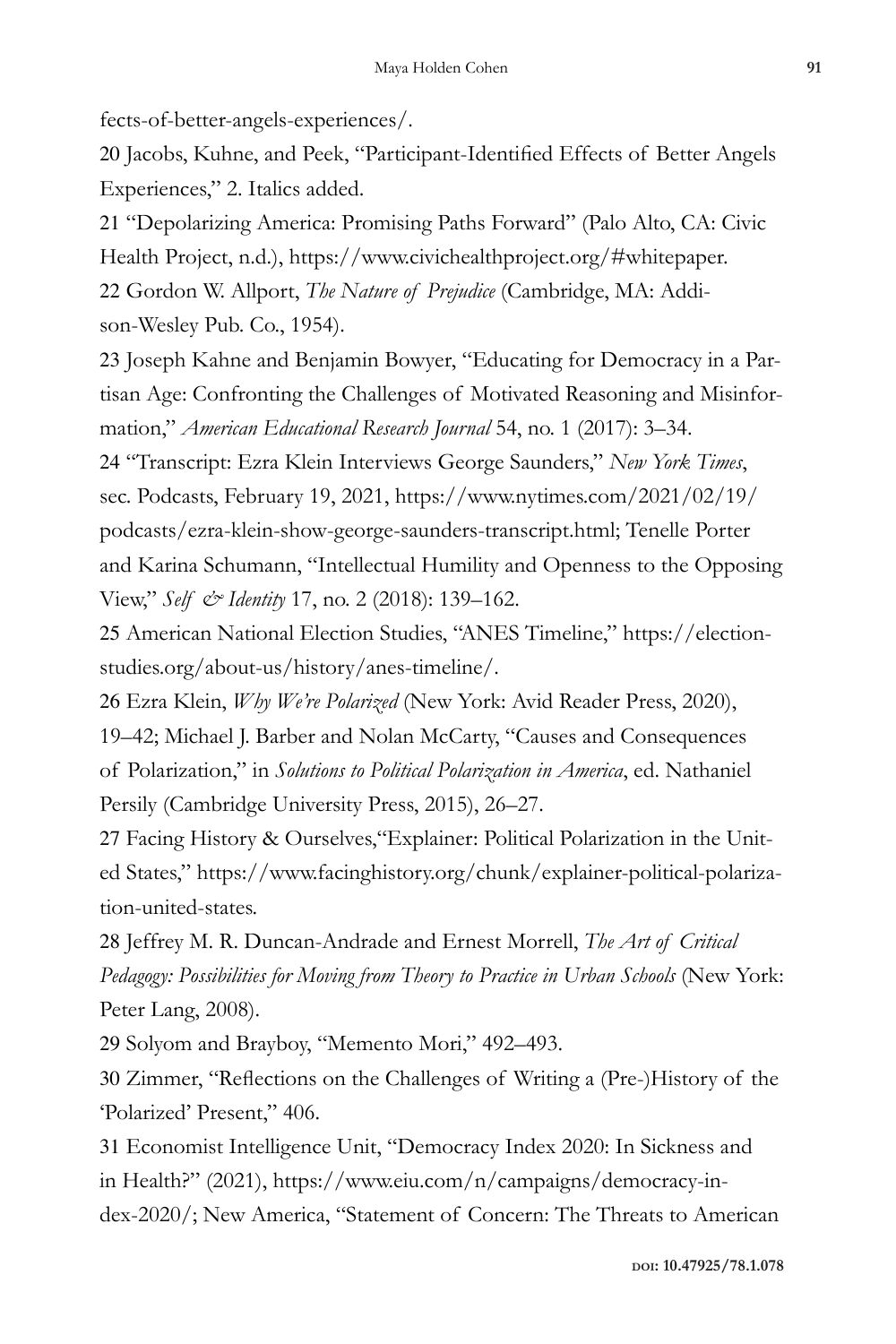fects-of-better-angels-experiences/.

20 Jacobs, Kuhne, and Peek, "Participant-Identified Effects of Better Angels Experiences," 2. Italics added.

21 "Depolarizing America: Promising Paths Forward" (Palo Alto, CA: Civic Health Project, n.d.), https://www.civichealthproject.org/#whitepaper.

22 Gordon W. Allport, *The Nature of Prejudice* (Cambridge, MA: Addison-Wesley Pub. Co., 1954).

23 Joseph Kahne and Benjamin Bowyer, "Educating for Democracy in a Partisan Age: Confronting the Challenges of Motivated Reasoning and Misinformation," *American Educational Research Journal* 54, no. 1 (2017): 3–34.

24 "Transcript: Ezra Klein Interviews George Saunders," *New York Times*, sec. Podcasts, February 19, 2021, https://www.nytimes.com/2021/02/19/podcasts/ezra-klein-show-george-saunders-transcript.html; Tenelle Porter and Karina Schumann, "Intellectual Humility and Openness to the Opposing View," *Self & Identity* 17, no. 2 (2018): 139–162.

25 American National Election Studies, "ANES Timeline," https://electionstudies.org/about-us/history/anes-timeline/.

26 Ezra Klein, *Why We're Polarized* (New York: Avid Reader Press, 2020), 19–42; Michael J. Barber and Nolan McCarty, "Causes and Consequences of Polarization," in *Solutions to Political Polarization in America*, ed. Nathaniel Persily (Cambridge University Press, 2015), 26–27.

27 Facing History & Ourselves,"Explainer: Political Polarization in the United States," https://www.facinghistory.org/chunk/explainer-political-polarization-united-states.

28 Jeffrey M. R. Duncan-Andrade and Ernest Morrell, *The Art of Critical Pedagogy: Possibilities for Moving from Theory to Practice in Urban Schools* (New York: Peter Lang, 2008).

29 Solyom and Brayboy, "Memento Mori," 492–493.

30 Zimmer, "Reflections on the Challenges of Writing a (Pre-)History of the 'Polarized' Present," 406.

31 Economist Intelligence Unit, "Democracy Index 2020: In Sickness and in Health?" (2021), https://www.eiu.com/n/campaigns/democracy-index-2020/; New America, "Statement of Concern: The Threats to American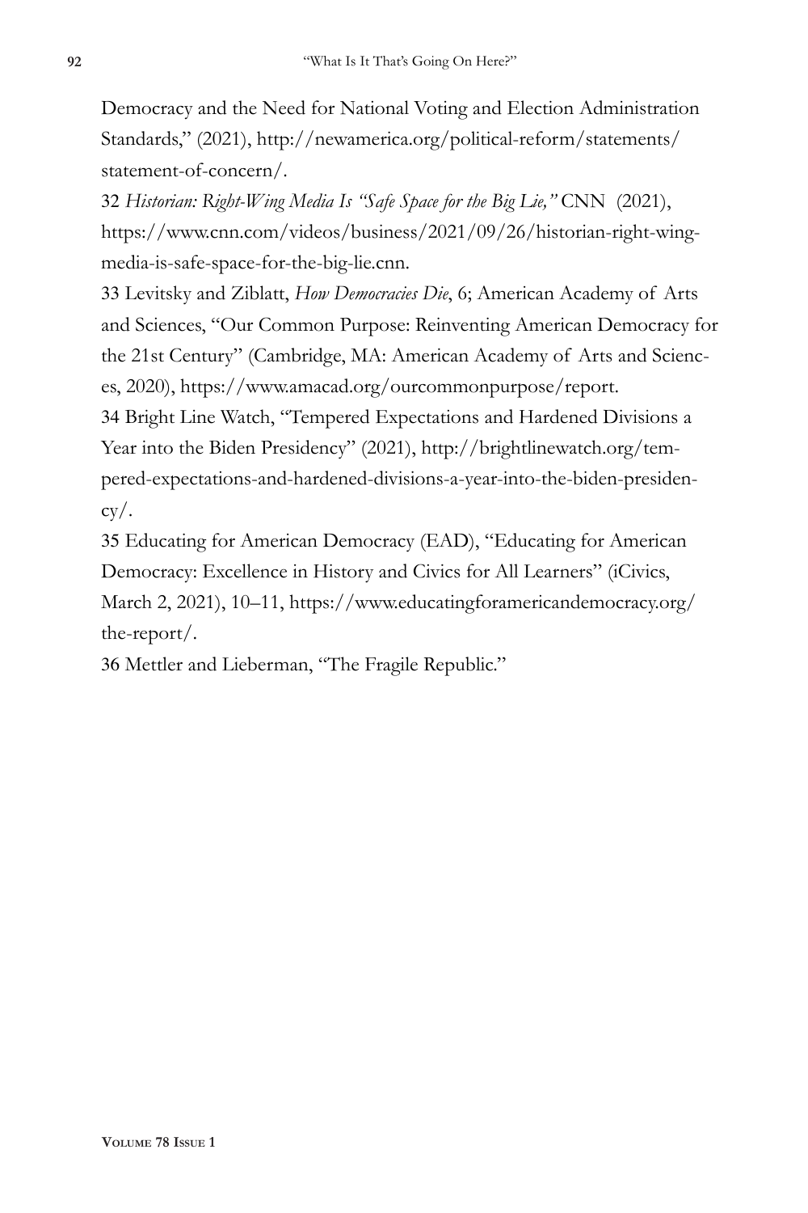Democracy and the Need for National Voting and Election Administration Standards," (2021), http://newamerica.org/political-reform/statements/statement-of-concern/.

32 *Historian: Right-Wing Media Is "Safe Space for the Big Lie,"* CNN (2021), https://www.cnn.com/videos/business/2021/09/26/historian-right-wing-media-is-safe-space-for-the-big-lie.cnn.

33 Levitsky and Ziblatt, *How Democracies Die*, 6; American Academy of Arts and Sciences, "Our Common Purpose: Reinventing American Democracy for the 21st Century" (Cambridge, MA: American Academy of Arts and Sciences, 2020), https://www.amacad.org/ourcommonpurpose/report.

34 Bright Line Watch, "Tempered Expectations and Hardened Divisions a Year into the Biden Presidency" (2021), http://brightlinewatch.org/tempered-expectations-and-hardened-divisions-a-year-into-the-biden-presidency/.

35 Educating for American Democracy (EAD), "Educating for American Democracy: Excellence in History and Civics for All Learners" (iCivics, March 2, 2021), 10–11, https://www.educatingforamericandemocracy.org/the-report/.

36 Mettler and Lieberman, "The Fragile Republic."